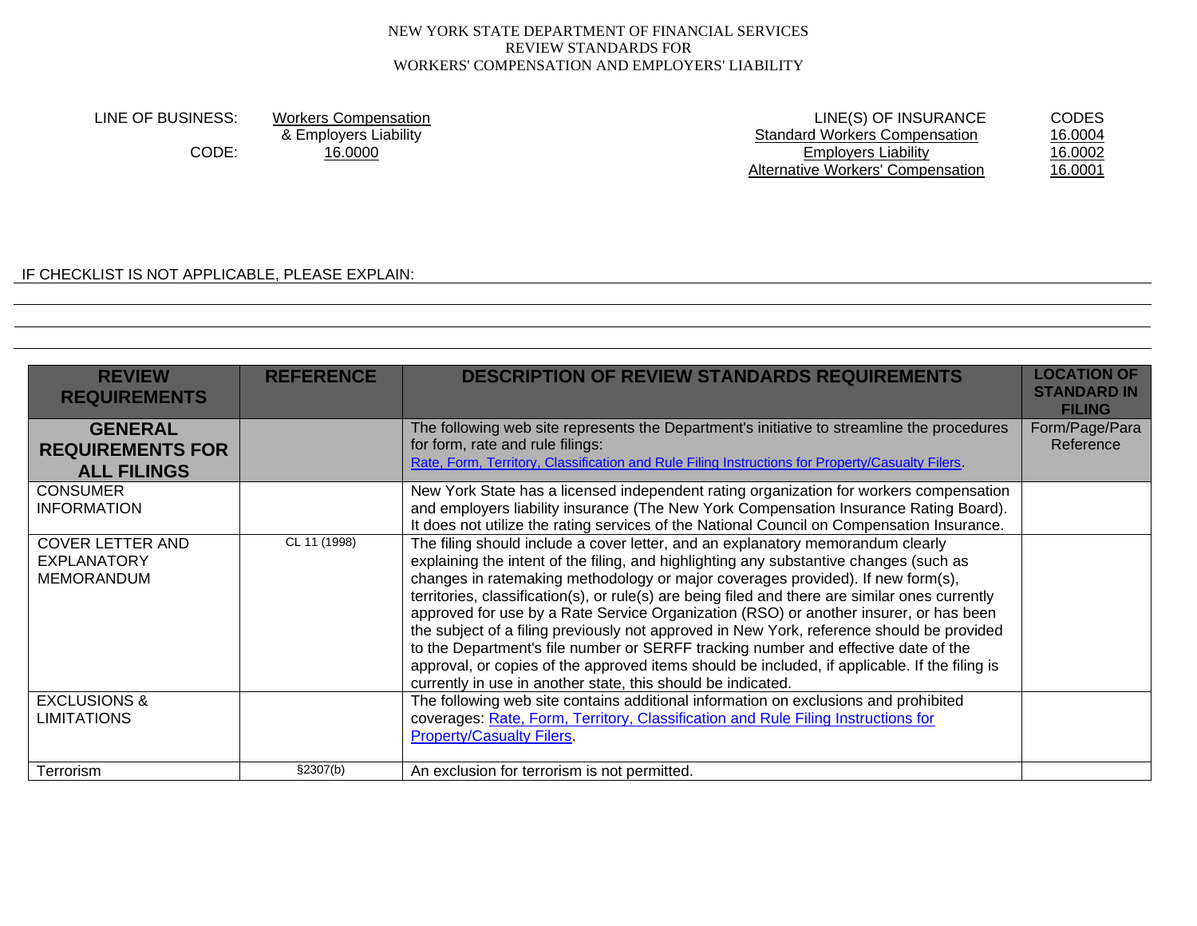NEW YORK STATE DEPARTMENT OF FINANCIAL SERVICES
REVIEW STANDARDS FOR
WORKERS' COMPENSATION AND EMPLOYERS' LIABILITY

LINE OF BUSINESS: Workers Compensation & Employers Liability
CODE: 16.0000

| LINE(S) OF INSURANCE | CODES |
|---|---|
| Standard Workers Compensation | 16.0004 |
| Employers Liability | 16.0002 |
| Alternative Workers' Compensation | 16.0001 |

IF CHECKLIST IS NOT APPLICABLE, PLEASE EXPLAIN: ______________________________

| REVIEW REQUIREMENTS | REFERENCE | DESCRIPTION OF REVIEW STANDARDS REQUIREMENTS | LOCATION OF STANDARD IN FILING |
|---|---|---|---|
| **GENERAL REQUIREMENTS FOR ALL FILINGS** | | The following web site represents the Department's initiative to streamline the procedures for form, rate and rule filings: Rate, Form, Territory, Classification and Rule Filing Instructions for Property/Casualty Filers. | Form/Page/Para Reference |
| CONSUMER INFORMATION | | New York State has a licensed independent rating organization for workers compensation and employers liability insurance (The New York Compensation Insurance Rating Board). It does not utilize the rating services of the National Council on Compensation Insurance. | |
| COVER LETTER AND EXPLANATORY MEMORANDUM | CL 11 (1998) | The filing should include a cover letter, and an explanatory memorandum clearly explaining the intent of the filing, and highlighting any substantive changes (such as changes in ratemaking methodology or major coverages provided). If new form(s), territories, classification(s), or rule(s) are being filed and there are similar ones currently approved for use by a Rate Service Organization (RSO) or another insurer, or has been the subject of a filing previously not approved in New York, reference should be provided to the Department's file number or SERFF tracking number and effective date of the approval, or copies of the approved items should be included, if applicable. If the filing is currently in use in another state, this should be indicated. | |
| EXCLUSIONS & LIMITATIONS | | The following web site contains additional information on exclusions and prohibited coverages: Rate, Form, Territory, Classification and Rule Filing Instructions for Property/Casualty Filers. | |
| Terrorism | §2307(b) | An exclusion for terrorism is not permitted. | |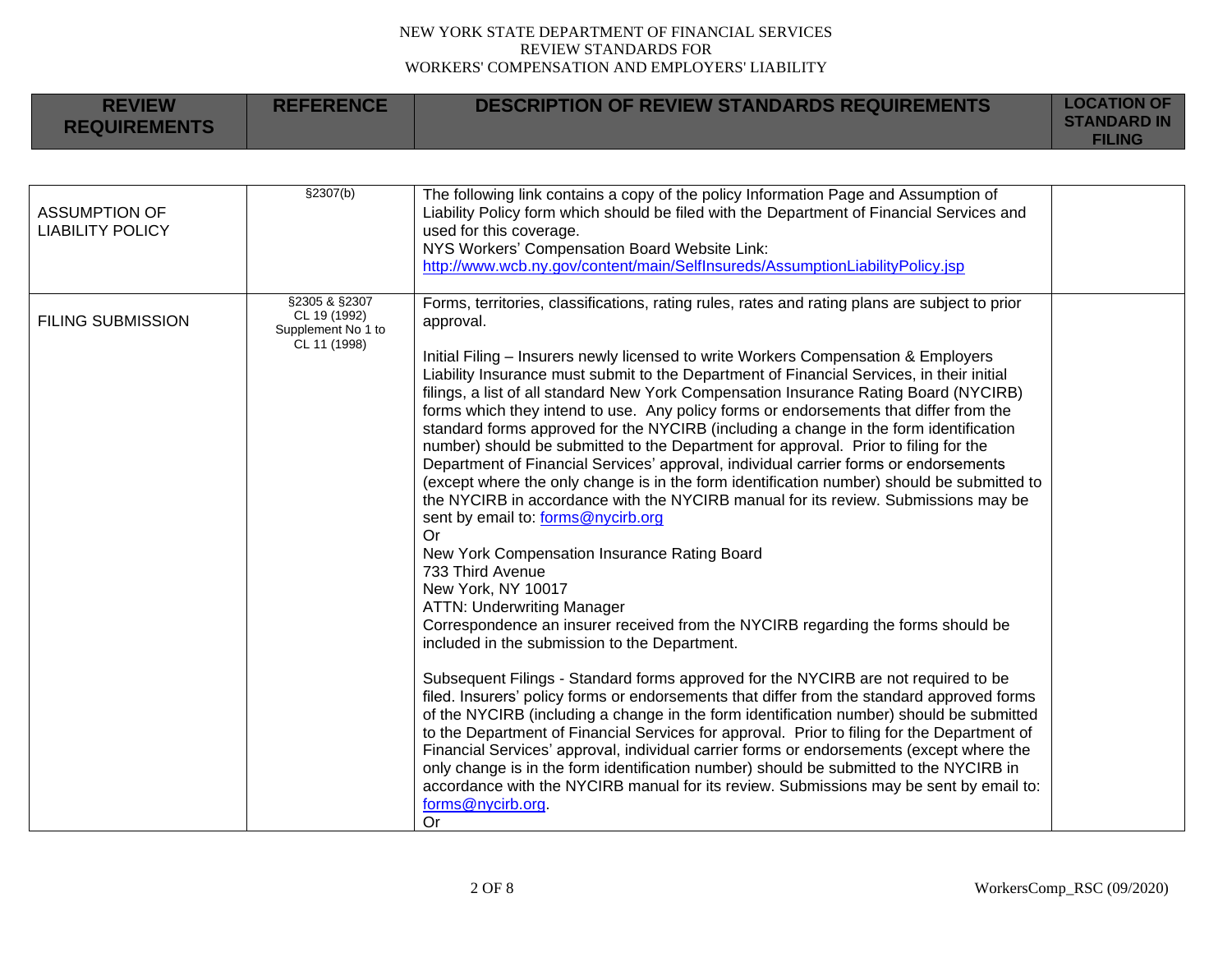NEW YORK STATE DEPARTMENT OF FINANCIAL SERVICES
REVIEW STANDARDS FOR
WORKERS' COMPENSATION AND EMPLOYERS' LIABILITY

| REVIEW REQUIREMENTS | REFERENCE | DESCRIPTION OF REVIEW STANDARDS REQUIREMENTS | LOCATION OF STANDARD IN FILING |
|---|---|---|---|
| ASSUMPTION OF LIABILITY POLICY | §2307(b) | The following link contains a copy of the policy Information Page and Assumption of Liability Policy form which should be filed with the Department of Financial Services and used for this coverage.<br>NYS Workers' Compensation Board Website Link:<br>http://www.wcb.ny.gov/content/main/SelfInsureds/AssumptionLiabilityPolicy.jsp | |
| FILING SUBMISSION | §2305 & §2307<br>CL 19 (1992)<br>Supplement No 1 to CL 11 (1998) | Forms, territories, classifications, rating rules, rates and rating plans are subject to prior approval.<br><br>Initial Filing – Insurers newly licensed to write Workers Compensation & Employers Liability Insurance must submit to the Department of Financial Services, in their initial filings, a list of all standard New York Compensation Insurance Rating Board (NYCIRB) forms which they intend to use. Any policy forms or endorsements that differ from the standard forms approved for the NYCIRB (including a change in the form identification number) should be submitted to the Department for approval. Prior to filing for the Department of Financial Services' approval, individual carrier forms or endorsements (except where the only change is in the form identification number) should be submitted to the NYCIRB in accordance with the NYCIRB manual for its review. Submissions may be sent by email to: forms@nycirb.org<br>Or<br>New York Compensation Insurance Rating Board<br>733 Third Avenue<br>New York, NY 10017<br>ATTN: Underwriting Manager<br>Correspondence an insurer received from the NYCIRB regarding the forms should be included in the submission to the Department.<br><br>Subsequent Filings - Standard forms approved for the NYCIRB are not required to be filed. Insurers' policy forms or endorsements that differ from the standard approved forms of the NYCIRB (including a change in the form identification number) should be submitted to the Department of Financial Services for approval. Prior to filing for the Department of Financial Services' approval, individual carrier forms or endorsements (except where the only change is in the form identification number) should be submitted to the NYCIRB in accordance with the NYCIRB manual for its review. Submissions may be sent by email to: forms@nycirb.org.<br>Or | |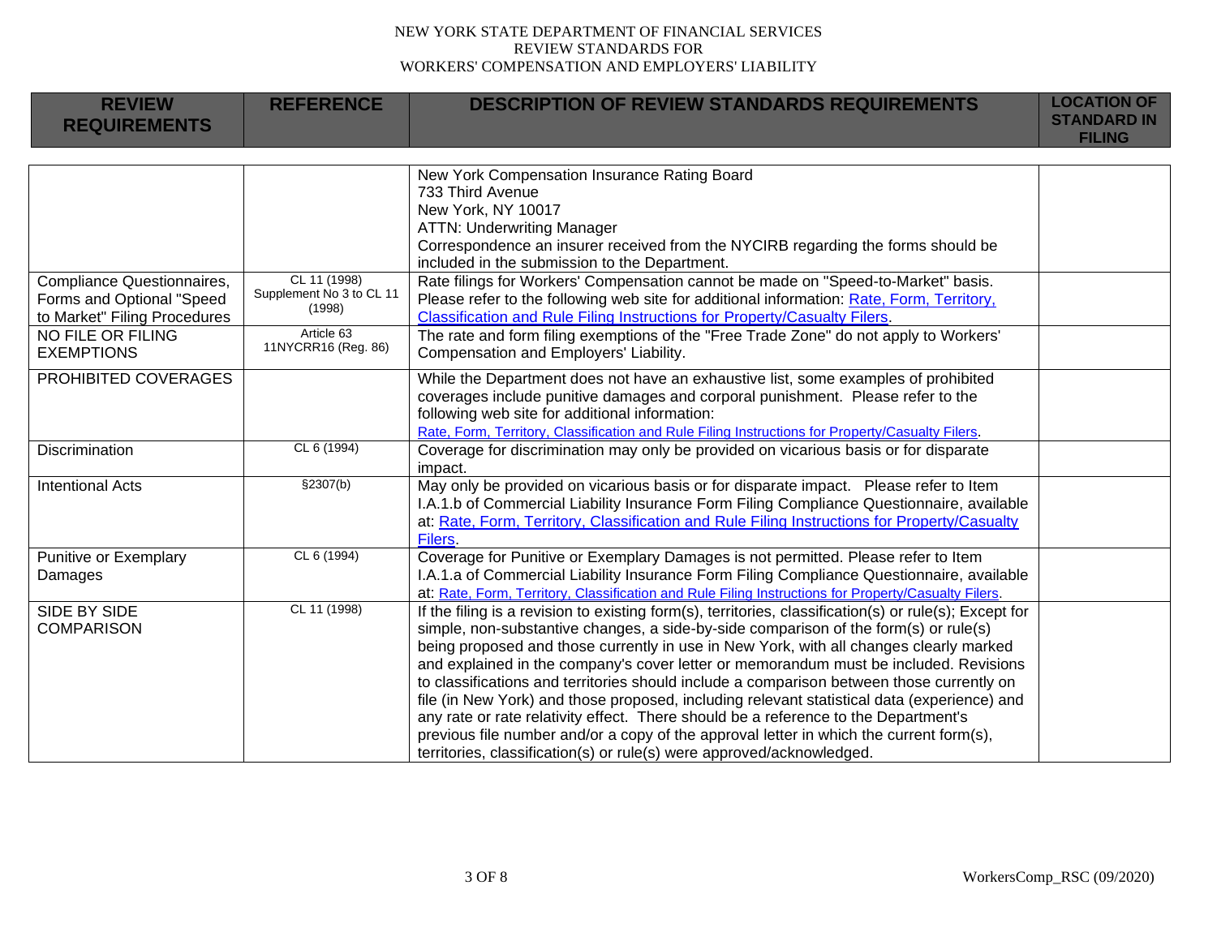| REVIEW REQUIREMENTS | REFERENCE | DESCRIPTION OF REVIEW STANDARDS REQUIREMENTS | LOCATION OF STANDARD IN FILING |
|---|---|---|---|
| | | New York Compensation Insurance Rating Board<br>733 Third Avenue<br>New York, NY 10017<br>ATTN: Underwriting Manager<br>Correspondence an insurer received from the NYCIRB regarding the forms should be included in the submission to the Department. | |
| Compliance Questionnaires, Forms and Optional "Speed to Market" Filing Procedures | CL 11 (1998)<br>Supplement No 3 to CL 11 (1998) | Rate filings for Workers' Compensation cannot be made on "Speed-to-Market" basis. Please refer to the following web site for additional information: Rate, Form, Territory, Classification and Rule Filing Instructions for Property/Casualty Filers. | |
| NO FILE OR FILING EXEMPTIONS | Article 63<br>11NYCRR16 (Reg. 86) | The rate and form filing exemptions of the "Free Trade Zone" do not apply to Workers' Compensation and Employers' Liability. | |
| PROHIBITED COVERAGES | | While the Department does not have an exhaustive list, some examples of prohibited coverages include punitive damages and corporal punishment. Please refer to the following web site for additional information:<br>Rate, Form, Territory, Classification and Rule Filing Instructions for Property/Casualty Filers. | |
| Discrimination | CL 6 (1994) | Coverage for discrimination may only be provided on vicarious basis or for disparate impact. | |
| Intentional Acts | §2307(b) | May only be provided on vicarious basis or for disparate impact. Please refer to Item I.A.1.b of Commercial Liability Insurance Form Filing Compliance Questionnaire, available at: Rate, Form, Territory, Classification and Rule Filing Instructions for Property/Casualty Filers. | |
| Punitive or Exemplary Damages | CL 6 (1994) | Coverage for Punitive or Exemplary Damages is not permitted. Please refer to Item I.A.1.a of Commercial Liability Insurance Form Filing Compliance Questionnaire, available at: Rate, Form, Territory, Classification and Rule Filing Instructions for Property/Casualty Filers. | |
| SIDE BY SIDE COMPARISON | CL 11 (1998) | If the filing is a revision to existing form(s), territories, classification(s) or rule(s); Except for simple, non-substantive changes, a side-by-side comparison of the form(s) or rule(s) being proposed and those currently in use in New York, with all changes clearly marked and explained in the company's cover letter or memorandum must be included. Revisions to classifications and territories should include a comparison between those currently on file (in New York) and those proposed, including relevant statistical data (experience) and any rate or rate relativity effect. There should be a reference to the Department's previous file number and/or a copy of the approval letter in which the current form(s), territories, classification(s) or rule(s) were approved/acknowledged. | |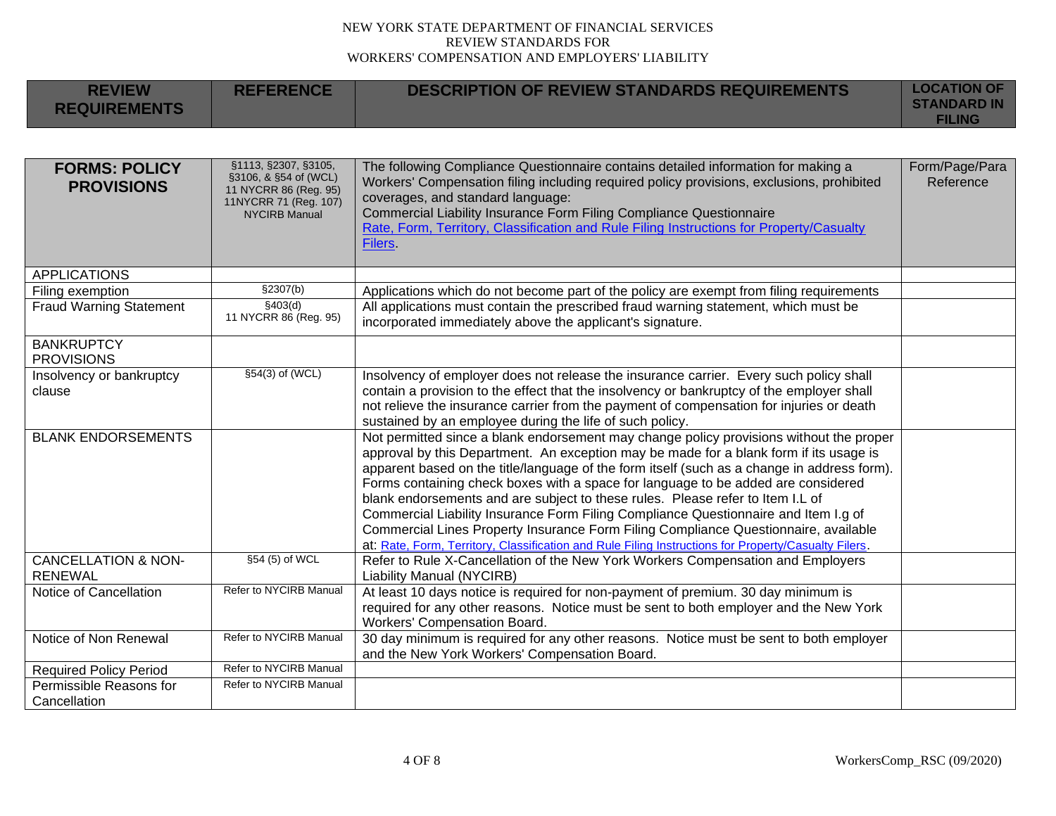| REVIEW REQUIREMENTS | REFERENCE | DESCRIPTION OF REVIEW STANDARDS REQUIREMENTS | LOCATION OF STANDARD IN FILING |
|---|---|---|---|
| **FORMS: POLICY PROVISIONS** | §1113, §2307, §3105, §3106, & §54 of (WCL) 11 NYCRR 86 (Reg. 95) 11NYCRR 71 (Reg. 107) NYCIRB Manual | The following Compliance Questionnaire contains detailed information for making a Workers' Compensation filing including required policy provisions, exclusions, prohibited coverages, and standard language: Commercial Liability Insurance Form Filing Compliance Questionnaire Rate, Form, Territory, Classification and Rule Filing Instructions for Property/Casualty Filers. | Form/Page/Para Reference |
| APPLICATIONS | | | |
| Filing exemption | §2307(b) | Applications which do not become part of the policy are exempt from filing requirements | |
| Fraud Warning Statement | §403(d) 11 NYCRR 86 (Reg. 95) | All applications must contain the prescribed fraud warning statement, which must be incorporated immediately above the applicant's signature. | |
| BANKRUPTCY PROVISIONS | | | |
| Insolvency or bankruptcy clause | §54(3) of (WCL) | Insolvency of employer does not release the insurance carrier. Every such policy shall contain a provision to the effect that the insolvency or bankruptcy of the employer shall not relieve the insurance carrier from the payment of compensation for injuries or death sustained by an employee during the life of such policy. | |
| BLANK ENDORSEMENTS | | Not permitted since a blank endorsement may change policy provisions without the proper approval by this Department. An exception may be made for a blank form if its usage is apparent based on the title/language of the form itself (such as a change in address form). Forms containing check boxes with a space for language to be added are considered blank endorsements and are subject to these rules. Please refer to Item I.L of Commercial Liability Insurance Form Filing Compliance Questionnaire and Item I.g of Commercial Lines Property Insurance Form Filing Compliance Questionnaire, available at: Rate, Form, Territory, Classification and Rule Filing Instructions for Property/Casualty Filers. | |
| CANCELLATION & NON-RENEWAL | §54 (5) of WCL | Refer to Rule X-Cancellation of the New York Workers Compensation and Employers Liability Manual (NYCIRB) | |
| Notice of Cancellation | Refer to NYCIRB Manual | At least 10 days notice is required for non-payment of premium. 30 day minimum is required for any other reasons. Notice must be sent to both employer and the New York Workers' Compensation Board. | |
| Notice of Non Renewal | Refer to NYCIRB Manual | 30 day minimum is required for any other reasons. Notice must be sent to both employer and the New York Workers' Compensation Board. | |
| Required Policy Period | Refer to NYCIRB Manual | | |
| Permissible Reasons for Cancellation | Refer to NYCIRB Manual | | |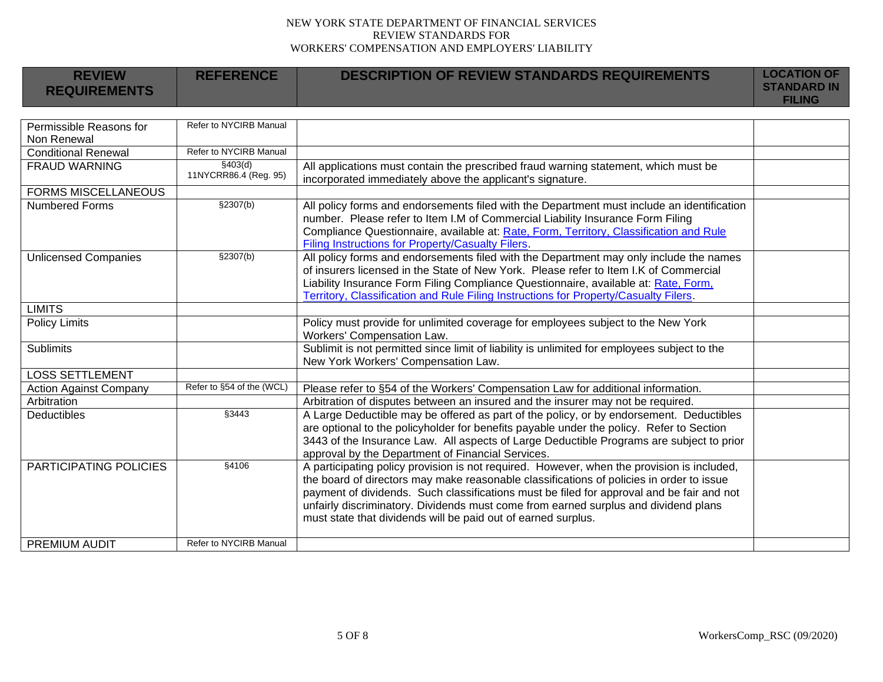| REVIEW REQUIREMENTS | REFERENCE | DESCRIPTION OF REVIEW STANDARDS REQUIREMENTS | LOCATION OF STANDARD IN FILING |
|---|---|---|---|
| Permissible Reasons for Non Renewal | Refer to NYCIRB Manual | | |
| Conditional Renewal | Refer to NYCIRB Manual | | |
| FRAUD WARNING | §403(d) 11NYCRR86.4 (Reg. 95) | All applications must contain the prescribed fraud warning statement, which must be incorporated immediately above the applicant's signature. | |
| FORMS MISCELLANEOUS | | | |
| Numbered Forms | §2307(b) | All policy forms and endorsements filed with the Department must include an identification number. Please refer to Item I.M of Commercial Liability Insurance Form Filing Compliance Questionnaire, available at: Rate, Form, Territory, Classification and Rule Filing Instructions for Property/Casualty Filers. | |
| Unlicensed Companies | §2307(b) | All policy forms and endorsements filed with the Department may only include the names of insurers licensed in the State of New York. Please refer to Item I.K of Commercial Liability Insurance Form Filing Compliance Questionnaire, available at: Rate, Form, Territory, Classification and Rule Filing Instructions for Property/Casualty Filers. | |
| LIMITS | | | |
| Policy Limits | | Policy must provide for unlimited coverage for employees subject to the New York Workers' Compensation Law. | |
| Sublimits | | Sublimit is not permitted since limit of liability is unlimited for employees subject to the New York Workers' Compensation Law. | |
| LOSS SETTLEMENT | | | |
| Action Against Company | Refer to §54 of the (WCL) | Please refer to §54 of the Workers' Compensation Law for additional information. | |
| Arbitration | | Arbitration of disputes between an insured and the insurer may not be required. | |
| Deductibles | §3443 | A Large Deductible may be offered as part of the policy, or by endorsement. Deductibles are optional to the policyholder for benefits payable under the policy. Refer to Section 3443 of the Insurance Law. All aspects of Large Deductible Programs are subject to prior approval by the Department of Financial Services. | |
| PARTICIPATING POLICIES | §4106 | A participating policy provision is not required. However, when the provision is included, the board of directors may make reasonable classifications of policies in order to issue payment of dividends. Such classifications must be filed for approval and be fair and not unfairly discriminatory. Dividends must come from earned surplus and dividend plans must state that dividends will be paid out of earned surplus. | |
| PREMIUM AUDIT | Refer to NYCIRB Manual | | |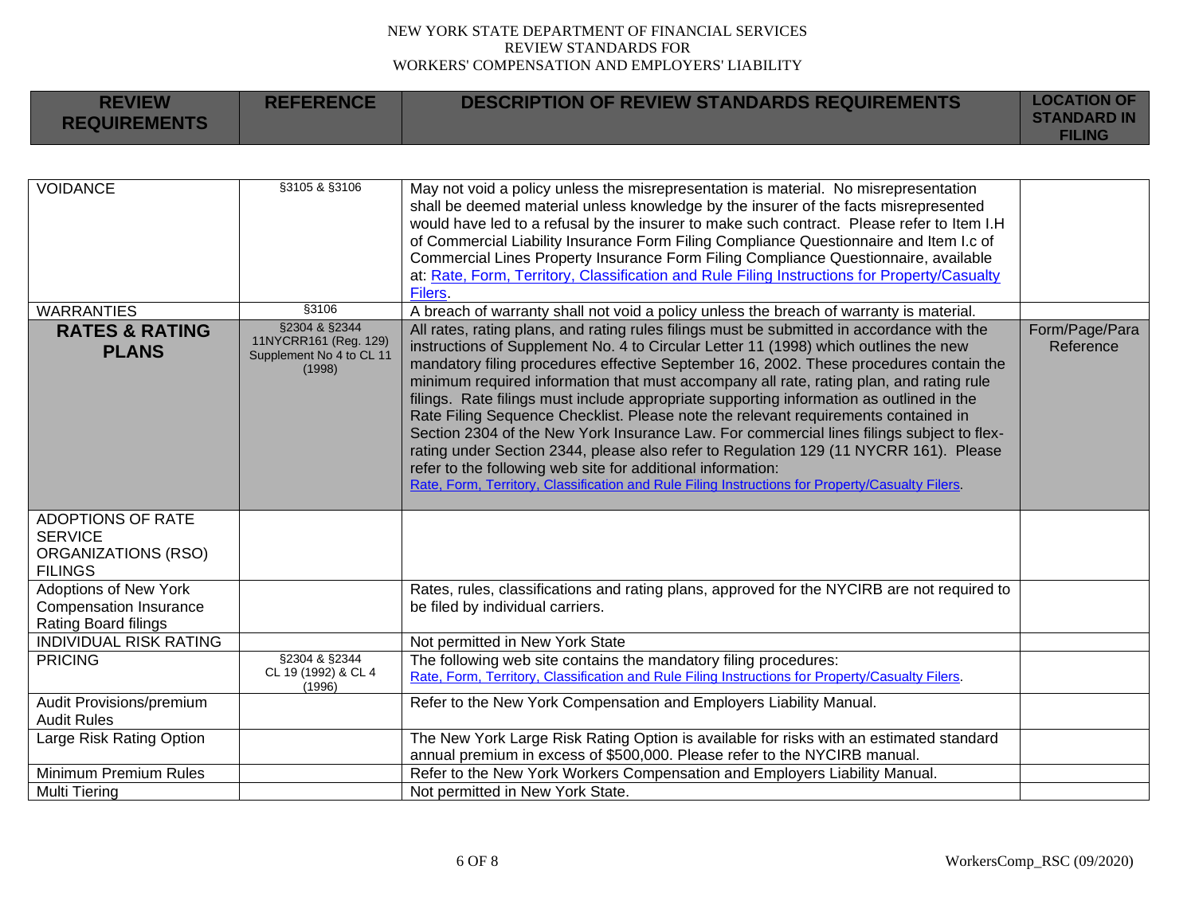NEW YORK STATE DEPARTMENT OF FINANCIAL SERVICES
REVIEW STANDARDS FOR
WORKERS' COMPENSATION AND EMPLOYERS' LIABILITY

| REVIEW REQUIREMENTS | REFERENCE | DESCRIPTION OF REVIEW STANDARDS REQUIREMENTS | LOCATION OF STANDARD IN FILING |
|---|---|---|---|
| VOIDANCE | §3105 & §3106 | May not void a policy unless the misrepresentation is material. No misrepresentation shall be deemed material unless knowledge by the insurer of the facts misrepresented would have led to a refusal by the insurer to make such contract. Please refer to Item I.H of Commercial Liability Insurance Form Filing Compliance Questionnaire and Item I.c of Commercial Lines Property Insurance Form Filing Compliance Questionnaire, available at: Rate, Form, Territory, Classification and Rule Filing Instructions for Property/Casualty Filers. | |
| WARRANTIES | §3106 | A breach of warranty shall not void a policy unless the breach of warranty is material. | |
| **RATES & RATING PLANS** | §2304 & §2344 11NYCRR161 (Reg. 129) Supplement No 4 to CL 11 (1998) | All rates, rating plans, and rating rules filings must be submitted in accordance with the instructions of Supplement No. 4 to Circular Letter 11 (1998) which outlines the new mandatory filing procedures effective September 16, 2002. These procedures contain the minimum required information that must accompany all rate, rating plan, and rating rule filings. Rate filings must include appropriate supporting information as outlined in the Rate Filing Sequence Checklist. Please note the relevant requirements contained in Section 2304 of the New York Insurance Law. For commercial lines filings subject to flex-rating under Section 2344, please also refer to Regulation 129 (11 NYCRR 161). Please refer to the following web site for additional information: Rate, Form, Territory, Classification and Rule Filing Instructions for Property/Casualty Filers. | Form/Page/Para Reference |
| ADOPTIONS OF RATE SERVICE ORGANIZATIONS (RSO) FILINGS | | | |
| Adoptions of New York Compensation Insurance Rating Board filings | | Rates, rules, classifications and rating plans, approved for the NYCIRB are not required to be filed by individual carriers. | |
| INDIVIDUAL RISK RATING | | Not permitted in New York State | |
| PRICING | §2304 & §2344 CL 19 (1992) & CL 4 (1996) | The following web site contains the mandatory filing procedures: Rate, Form, Territory, Classification and Rule Filing Instructions for Property/Casualty Filers. | |
| Audit Provisions/premium Audit Rules | | Refer to the New York Compensation and Employers Liability Manual. | |
| Large Risk Rating Option | | The New York Large Risk Rating Option is available for risks with an estimated standard annual premium in excess of $500,000. Please refer to the NYCIRB manual. | |
| Minimum Premium Rules | | Refer to the New York Workers Compensation and Employers Liability Manual. | |
| Multi Tiering | | Not permitted in New York State. | |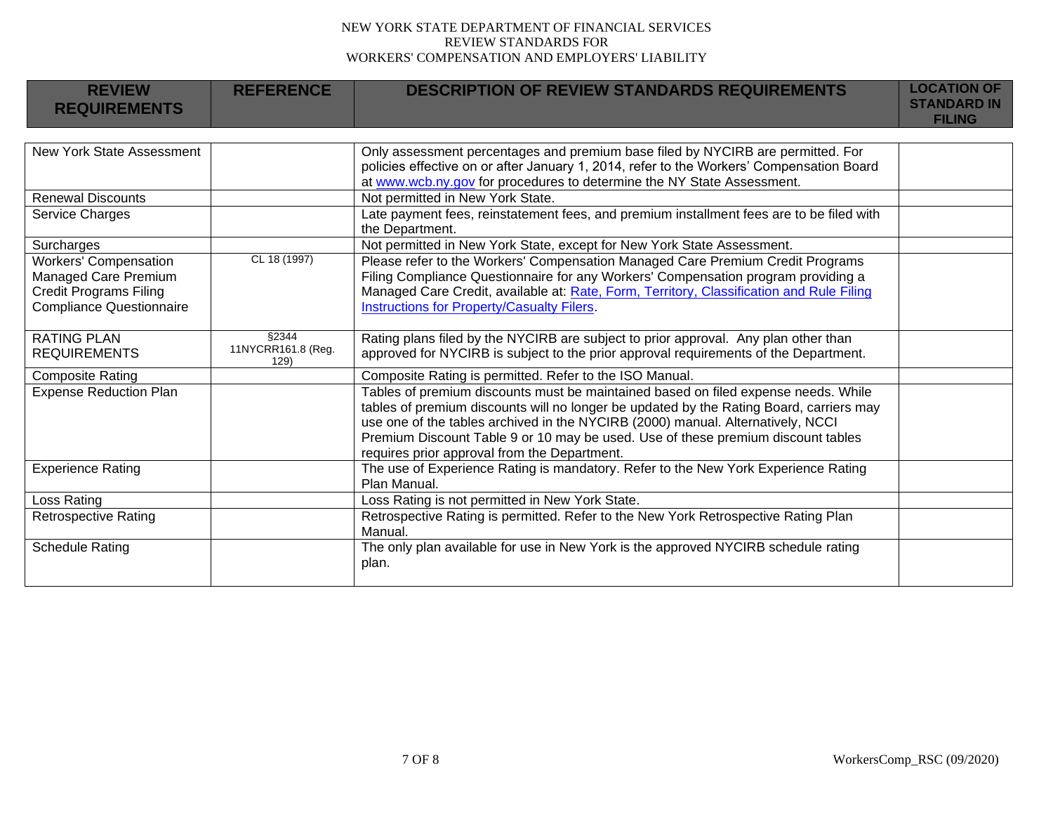NEW YORK STATE DEPARTMENT OF FINANCIAL SERVICES
REVIEW STANDARDS FOR
WORKERS' COMPENSATION AND EMPLOYERS' LIABILITY

| REVIEW REQUIREMENTS | REFERENCE | DESCRIPTION OF REVIEW STANDARDS REQUIREMENTS | LOCATION OF STANDARD IN FILING |
|---|---|---|---|
| New York State Assessment | | Only assessment percentages and premium base filed by NYCIRB are permitted. For policies effective on or after January 1, 2014, refer to the Workers' Compensation Board at [www.wcb.ny.gov](http://www.wcb.ny.gov) for procedures to determine the NY State Assessment. | |
| Renewal Discounts | | Not permitted in New York State. | |
| Service Charges | | Late payment fees, reinstatement fees, and premium installment fees are to be filed with the Department. | |
| Surcharges | | Not permitted in New York State, except for New York State Assessment. | |
| Workers' Compensation Managed Care Premium Credit Programs Filing Compliance Questionnaire | CL 18 (1997) | Please refer to the Workers' Compensation Managed Care Premium Credit Programs Filing Compliance Questionnaire for any Workers' Compensation program providing a Managed Care Credit, available at: Rate, Form, Territory, Classification and Rule Filing Instructions for Property/Casualty Filers. | |
| RATING PLAN REQUIREMENTS | §2344 11NYCRR161.8 (Reg. 129) | Rating plans filed by the NYCIRB are subject to prior approval. Any plan other than approved for NYCIRB is subject to the prior approval requirements of the Department. | |
| Composite Rating | | Composite Rating is permitted. Refer to the ISO Manual. | |
| Expense Reduction Plan | | Tables of premium discounts must be maintained based on filed expense needs. While tables of premium discounts will no longer be updated by the Rating Board, carriers may use one of the tables archived in the NYCIRB (2000) manual. Alternatively, NCCI Premium Discount Table 9 or 10 may be used. Use of these premium discount tables requires prior approval from the Department. | |
| Experience Rating | | The use of Experience Rating is mandatory. Refer to the New York Experience Rating Plan Manual. | |
| Loss Rating | | Loss Rating is not permitted in New York State. | |
| Retrospective Rating | | Retrospective Rating is permitted. Refer to the New York Retrospective Rating Plan Manual. | |
| Schedule Rating | | The only plan available for use in New York is the approved NYCIRB schedule rating plan. | |

WorkersComp_RSC (09/2020)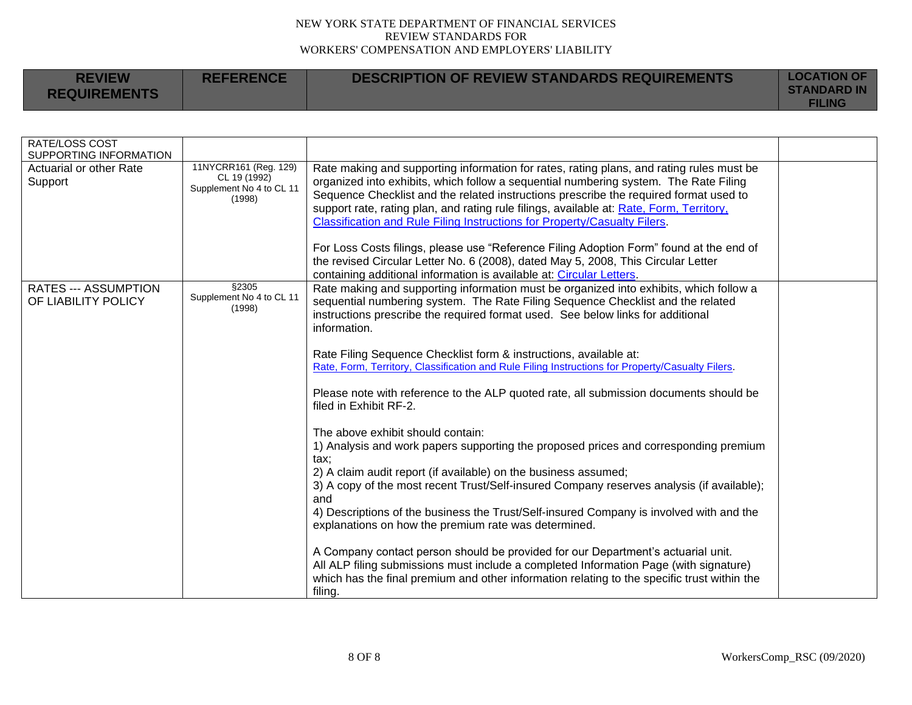| REVIEW REQUIREMENTS | REFERENCE | DESCRIPTION OF REVIEW STANDARDS REQUIREMENTS | LOCATION OF STANDARD IN FILING |
|---|---|---|---|
| RATE/LOSS COST SUPPORTING INFORMATION | | | |
| Actuarial or other Rate Support | 11NYCRR161 (Reg. 129) CL 19 (1992) Supplement No 4 to CL 11 (1998) | Rate making and supporting information for rates, rating plans, and rating rules must be organized into exhibits, which follow a sequential numbering system. The Rate Filing Sequence Checklist and the related instructions prescribe the required format used to support rate, rating plan, and rating rule filings, available at: Rate, Form, Territory, Classification and Rule Filing Instructions for Property/Casualty Filers.<br><br>For Loss Costs filings, please use "Reference Filing Adoption Form" found at the end of the revised Circular Letter No. 6 (2008), dated May 5, 2008, This Circular Letter containing additional information is available at: Circular Letters. | |
| RATES --- ASSUMPTION OF LIABILITY POLICY | §2305 Supplement No 4 to CL 11 (1998) | Rate making and supporting information must be organized into exhibits, which follow a sequential numbering system. The Rate Filing Sequence Checklist and the related instructions prescribe the required format used. See below links for additional information.<br><br>Rate Filing Sequence Checklist form & instructions, available at: Rate, Form, Territory, Classification and Rule Filing Instructions for Property/Casualty Filers.<br><br>Please note with reference to the ALP quoted rate, all submission documents should be filed in Exhibit RF-2.<br><br>The above exhibit should contain:<br>1) Analysis and work papers supporting the proposed prices and corresponding premium tax;<br>2) A claim audit report (if available) on the business assumed;<br>3) A copy of the most recent Trust/Self-insured Company reserves analysis (if available); and<br>4) Descriptions of the business the Trust/Self-insured Company is involved with and the explanations on how the premium rate was determined.<br><br>A Company contact person should be provided for our Department's actuarial unit. All ALP filing submissions must include a completed Information Page (with signature) which has the final premium and other information relating to the specific trust within the filing. | |